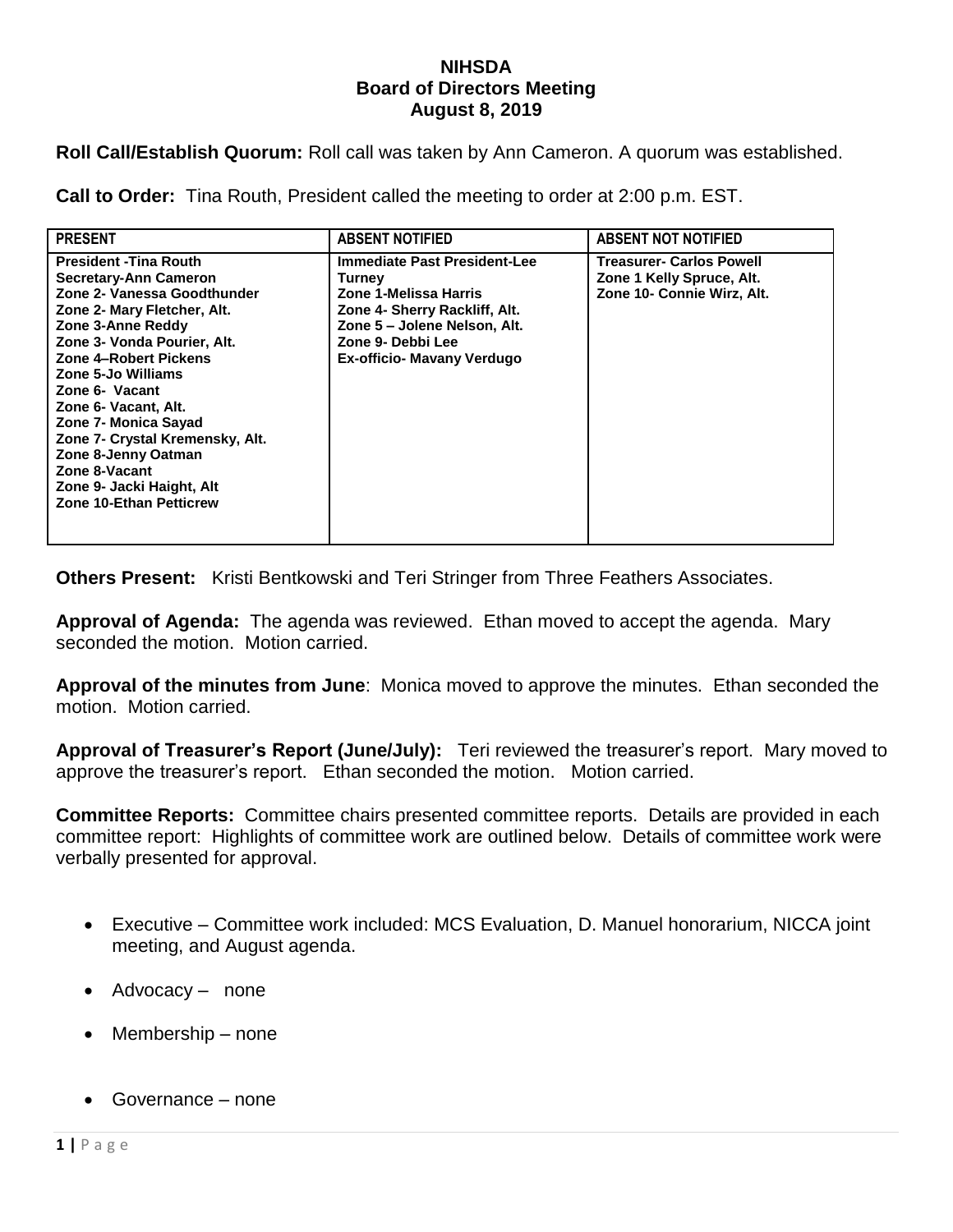**NIHSDA**
**Board of Directors Meeting**
**August 8, 2019**

**Roll Call/Establish Quorum:** Roll call was taken by Ann Cameron. A quorum was established.

**Call to Order:** Tina Routh, President called the meeting to order at 2:00 p.m. EST.

| PRESENT | ABSENT NOTIFIED | ABSENT NOT NOTIFIED |
|---|---|---|
| President -Tina Routh<br>Secretary-Ann Cameron<br>Zone 2- Vanessa Goodthunder<br>Zone 2- Mary Fletcher, Alt.<br>Zone 3-Anne Reddy<br>Zone 3- Vonda Pourier, Alt.<br>Zone 4–Robert Pickens<br>Zone 5-Jo Williams<br>Zone 6- Vacant<br>Zone 6- Vacant, Alt.<br>Zone 7- Monica Sayad<br>Zone 7- Crystal Kremensky, Alt.<br>Zone 8-Jenny Oatman<br>Zone 8-Vacant<br>Zone 9- Jacki Haight, Alt<br>Zone 10-Ethan Petticrew | Immediate Past President-Lee Turney<br>Zone 1-Melissa Harris<br>Zone 4- Sherry Rackliff, Alt.<br>Zone 5 – Jolene Nelson, Alt.<br>Zone 9- Debbi Lee<br>Ex-officio- Mavany Verdugo | Treasurer- Carlos Powell<br>Zone 1 Kelly Spruce, Alt.<br>Zone 10- Connie Wirz, Alt. |

**Others Present:** Kristi Bentkowski and Teri Stringer from Three Feathers Associates.

**Approval of Agenda:** The agenda was reviewed. Ethan moved to accept the agenda. Mary seconded the motion. Motion carried.

**Approval of the minutes from June**: Monica moved to approve the minutes. Ethan seconded the motion. Motion carried.

**Approval of Treasurer's Report (June/July):** Teri reviewed the treasurer's report. Mary moved to approve the treasurer's report. Ethan seconded the motion. Motion carried.

**Committee Reports:** Committee chairs presented committee reports. Details are provided in each committee report: Highlights of committee work are outlined below. Details of committee work were verbally presented for approval.

- Executive – Committee work included: MCS Evaluation, D. Manuel honorarium, NICCA joint meeting, and August agenda.
- Advocacy – none
- Membership – none
- Governance – none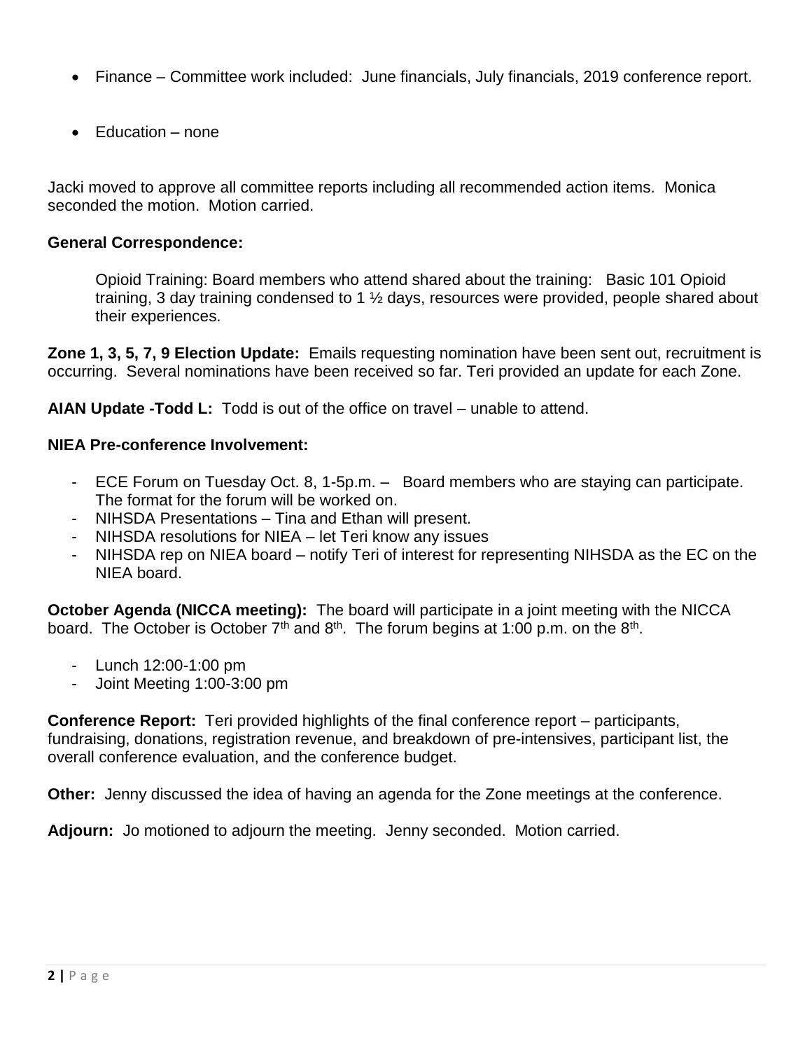- Finance – Committee work included: June financials, July financials, 2019 conference report.

- Education – none

Jacki moved to approve all committee reports including all recommended action items. Monica seconded the motion. Motion carried.

**General Correspondence:**

Opioid Training: Board members who attend shared about the training: Basic 101 Opioid training, 3 day training condensed to 1 ½ days, resources were provided, people shared about their experiences.

**Zone 1, 3, 5, 7, 9 Election Update:** Emails requesting nomination have been sent out, recruitment is occurring. Several nominations have been received so far. Teri provided an update for each Zone.

**AIAN Update -Todd L:** Todd is out of the office on travel – unable to attend.

**NIEA Pre-conference Involvement:**

- ECE Forum on Tuesday Oct. 8, 1-5p.m. – Board members who are staying can participate. The format for the forum will be worked on.
- NIHSDA Presentations – Tina and Ethan will present.
- NIHSDA resolutions for NIEA – let Teri know any issues
- NIHSDA rep on NIEA board – notify Teri of interest for representing NIHSDA as the EC on the NIEA board.

**October Agenda (NICCA meeting):** The board will participate in a joint meeting with the NICCA board. The October is October 7$^{th}$ and 8$^{th}$. The forum begins at 1:00 p.m. on the 8$^{th}$.

- Lunch 12:00-1:00 pm
- Joint Meeting 1:00-3:00 pm

**Conference Report:** Teri provided highlights of the final conference report – participants, fundraising, donations, registration revenue, and breakdown of pre-intensives, participant list, the overall conference evaluation, and the conference budget.

**Other:** Jenny discussed the idea of having an agenda for the Zone meetings at the conference.

**Adjourn:** Jo motioned to adjourn the meeting. Jenny seconded. Motion carried.